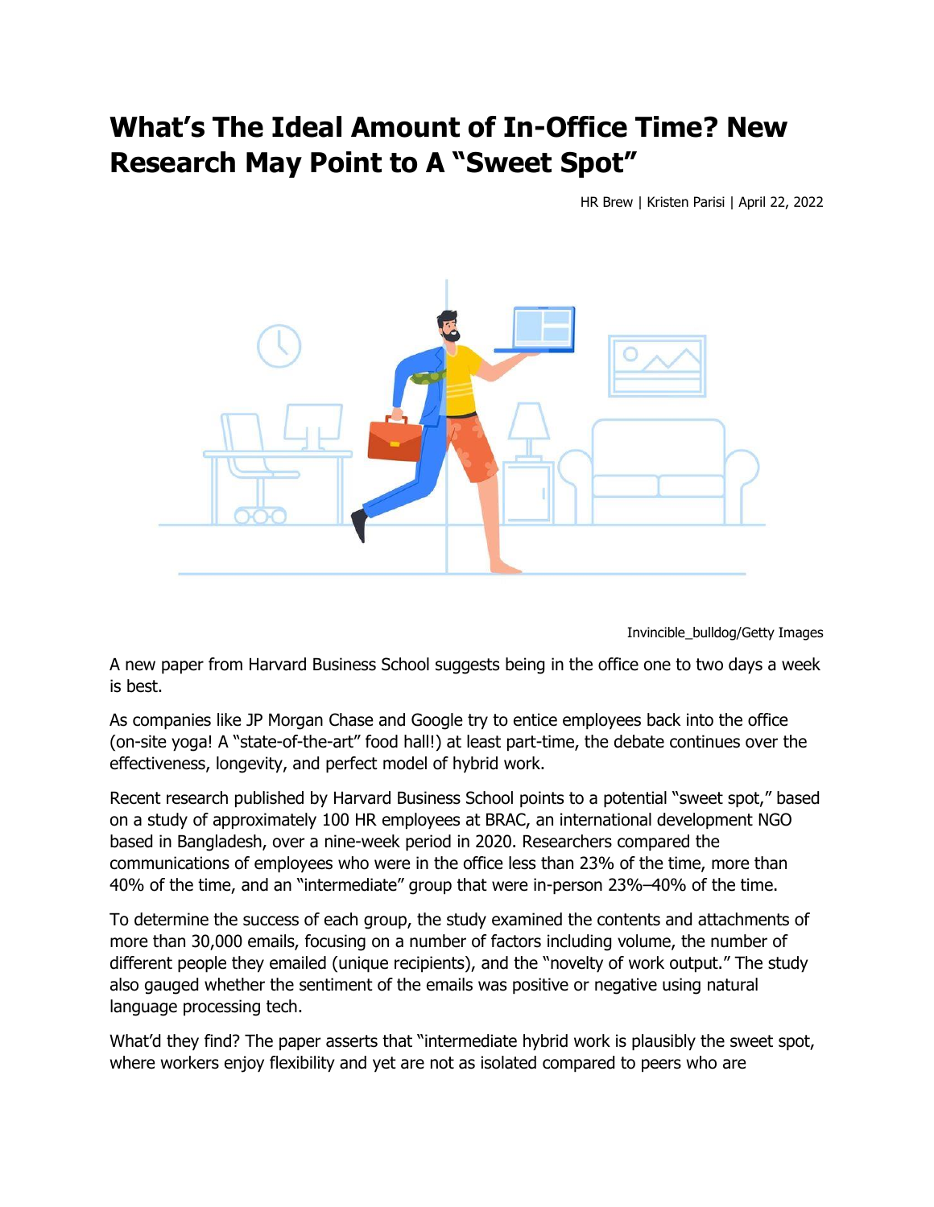# What's The Ideal Amount of In-Office Time? New Research May Point to A "Sweet Spot"

HR Brew | Kristen Parisi | April 22, 2022

Invincible_bulldog/Getty Images

A new paper from Harvard Business School suggests being in the office one to two days a week is best.

As companies like JP Morgan Chase and Google try to entice employees back into the office (on-site yoga! A "state-of-the-art" food hall!) at least part-time, the debate continues over the effectiveness, longevity, and perfect model of hybrid work.

Recent research published by Harvard Business School points to a potential "sweet spot," based on a study of approximately 100 HR employees at BRAC, an international development NGO based in Bangladesh, over a nine-week period in 2020. Researchers compared the communications of employees who were in the office less than 23% of the time, more than 40% of the time, and an "intermediate" group that were in-person 23%–40% of the time.

To determine the success of each group, the study examined the contents and attachments of more than 30,000 emails, focusing on a number of factors including volume, the number of different people they emailed (unique recipients), and the "novelty of work output." The study also gauged whether the sentiment of the emails was positive or negative using natural language processing tech.

What'd they find? The paper asserts that "intermediate hybrid work is plausibly the sweet spot, where workers enjoy flexibility and yet are not as isolated compared to peers who are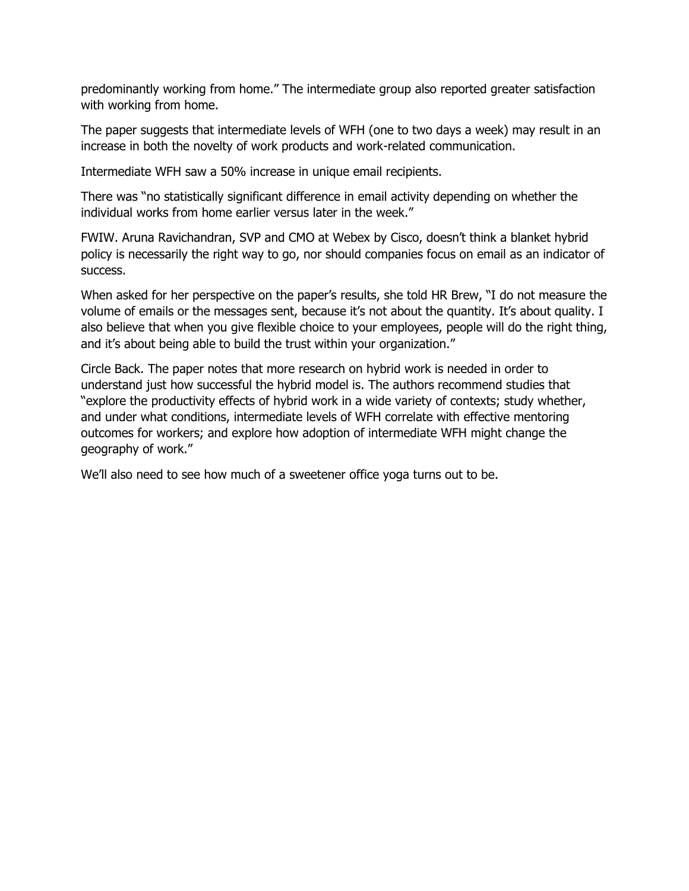predominantly working from home." The intermediate group also reported greater satisfaction with working from home.

The paper suggests that intermediate levels of WFH (one to two days a week) may result in an increase in both the novelty of work products and work-related communication.

Intermediate WFH saw a 50% increase in unique email recipients.

There was "no statistically significant difference in email activity depending on whether the individual works from home earlier versus later in the week."

FWIW. Aruna Ravichandran, SVP and CMO at Webex by Cisco, doesn't think a blanket hybrid policy is necessarily the right way to go, nor should companies focus on email as an indicator of success.

When asked for her perspective on the paper's results, she told HR Brew, "I do not measure the volume of emails or the messages sent, because it's not about the quantity. It's about quality. I also believe that when you give flexible choice to your employees, people will do the right thing, and it's about being able to build the trust within your organization."

Circle Back. The paper notes that more research on hybrid work is needed in order to understand just how successful the hybrid model is. The authors recommend studies that "explore the productivity effects of hybrid work in a wide variety of contexts; study whether, and under what conditions, intermediate levels of WFH correlate with effective mentoring outcomes for workers; and explore how adoption of intermediate WFH might change the geography of work."

We'll also need to see how much of a sweetener office yoga turns out to be.